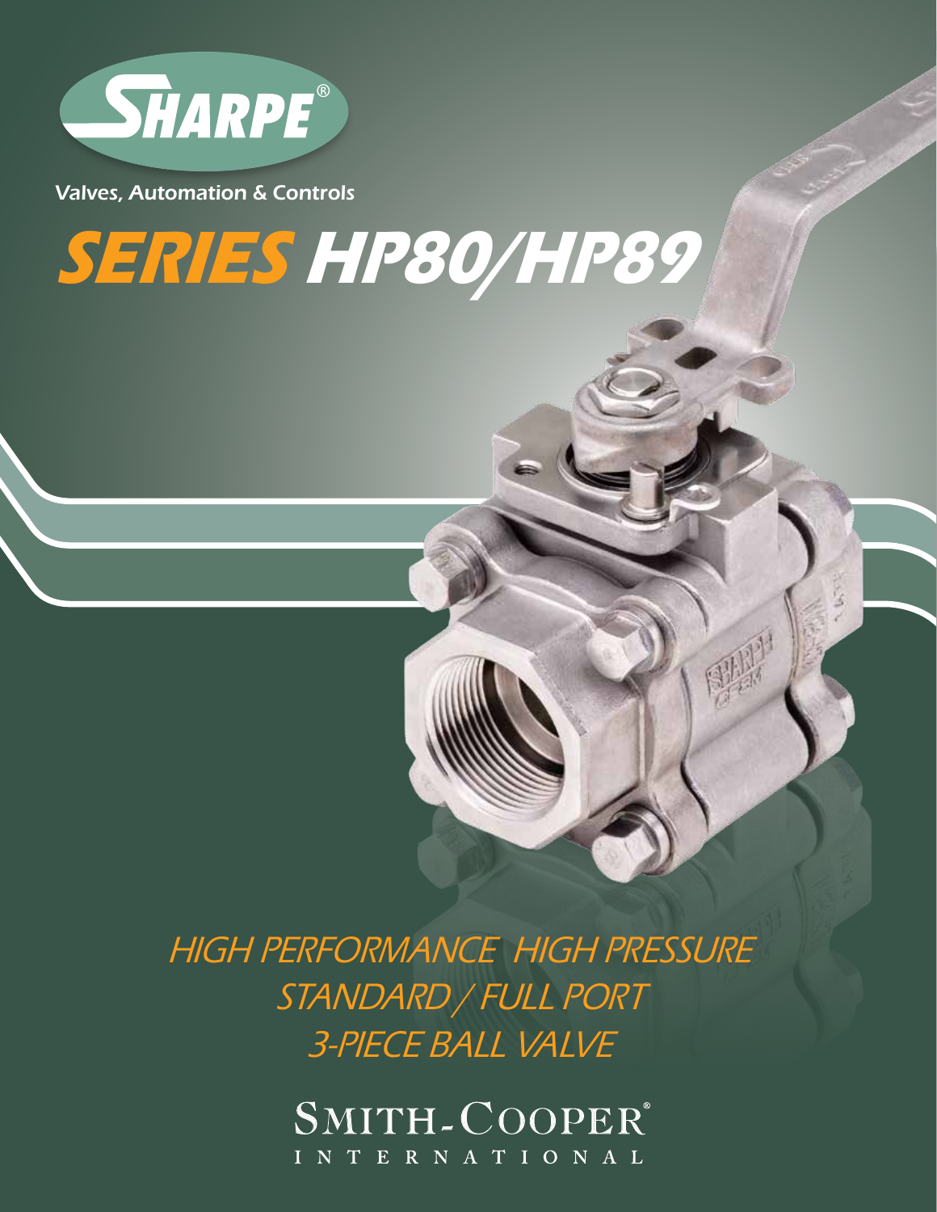SHARPE®

Valves, Automation & Controls

# SERIES HP80/HP89

HIGH PERFORMANCE HIGH PRESSURE
STANDARD / FULL PORT
3-PIECE BALL VALVE

SMITH-COOPER®
INTERNATIONAL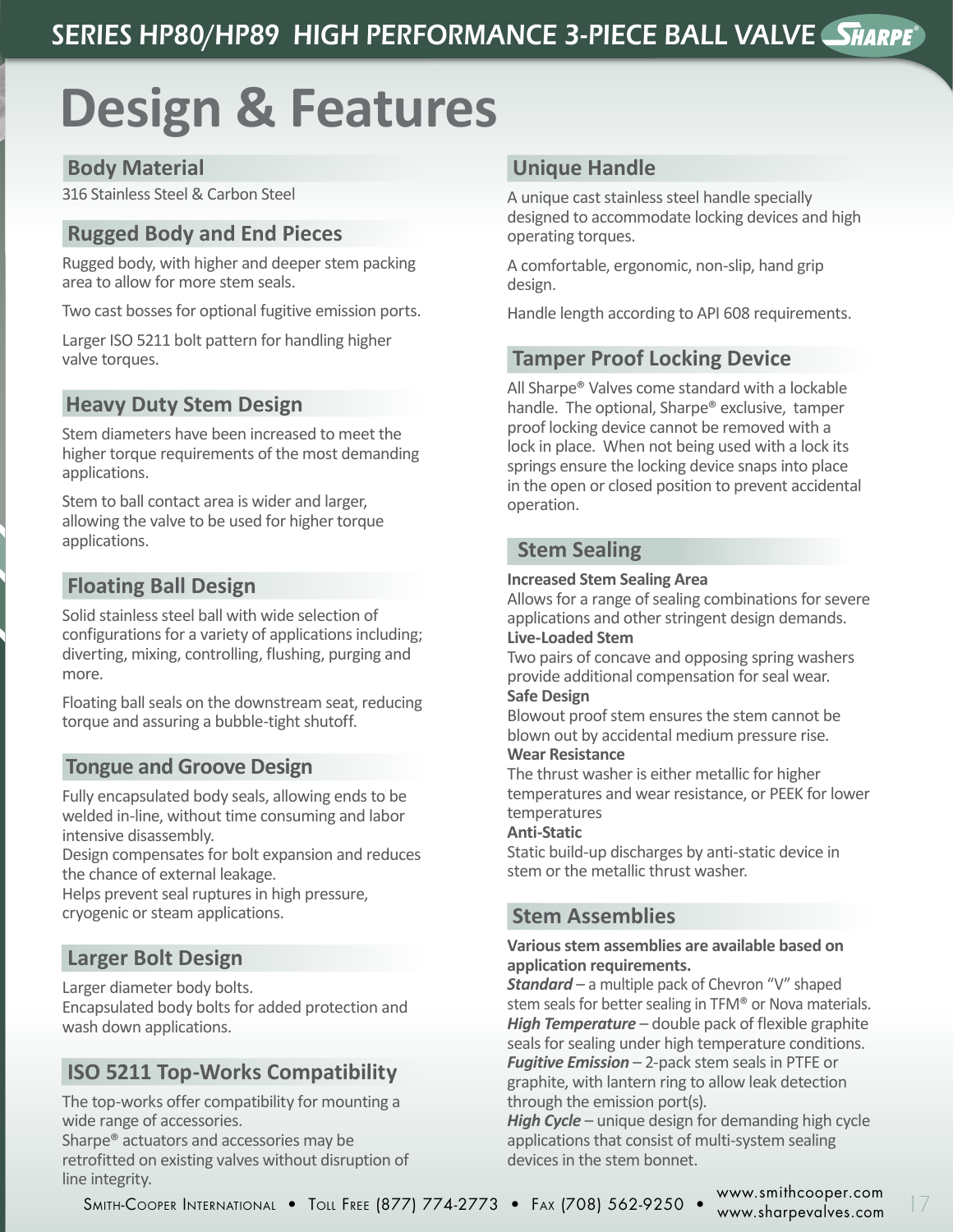// Running header "SERIES HP80/HP89 HIGH PERFORMANCE 3-PIECE BALL VALVE" and footer contact line omitted.
# Design & Features

## Body Material

316 Stainless Steel & Carbon Steel

## Rugged Body and End Pieces

Rugged body, with higher and deeper stem packing area to allow for more stem seals.

Two cast bosses for optional fugitive emission ports.

Larger ISO 5211 bolt pattern for handling higher valve torques.

## Heavy Duty Stem Design

Stem diameters have been increased to meet the higher torque requirements of the most demanding applications.

Stem to ball contact area is wider and larger, allowing the valve to be used for higher torque applications.

## Floating Ball Design

Solid stainless steel ball with wide selection of configurations for a variety of applications including; diverting, mixing, controlling, flushing, purging and more.

Floating ball seals on the downstream seat, reducing torque and assuring a bubble-tight shutoff.

## Tongue and Groove Design

Fully encapsulated body seals, allowing ends to be welded in-line, without time consuming and labor intensive disassembly.
Design compensates for bolt expansion and reduces the chance of external leakage.
Helps prevent seal ruptures in high pressure, cryogenic or steam applications.

## Larger Bolt Design

Larger diameter body bolts.
Encapsulated body bolts for added protection and wash down applications.

## ISO 5211 Top-Works Compatibility

The top-works offer compatibility for mounting a wide range of accessories.
Sharpe® actuators and accessories may be retrofitted on existing valves without disruption of line integrity.

## Unique Handle

A unique cast stainless steel handle specially designed to accommodate locking devices and high operating torques.

A comfortable, ergonomic, non-slip, hand grip design.

Handle length according to API 608 requirements.

## Tamper Proof Locking Device

All Sharpe® Valves come standard with a lockable handle. The optional, Sharpe® exclusive, tamper proof locking device cannot be removed with a lock in place. When not being used with a lock its springs ensure the locking device snaps into place in the open or closed position to prevent accidental operation.

## Stem Sealing

**Increased Stem Sealing Area**
Allows for a range of sealing combinations for severe applications and other stringent design demands.

**Live-Loaded Stem**
Two pairs of concave and opposing spring washers provide additional compensation for seal wear.

**Safe Design**
Blowout proof stem ensures the stem cannot be blown out by accidental medium pressure rise.

**Wear Resistance**
The thrust washer is either metallic for higher temperatures and wear resistance, or PEEK for lower temperatures

**Anti-Static**
Static build-up discharges by anti-static device in stem or the metallic thrust washer.

## Stem Assemblies

**Various stem assemblies are available based on application requirements.**

***Standard*** – a multiple pack of Chevron "V" shaped stem seals for better sealing in TFM® or Nova materials.
***High Temperature*** – double pack of flexible graphite seals for sealing under high temperature conditions.
***Fugitive Emission*** – 2-pack stem seals in PTFE or graphite, with lantern ring to allow leak detection through the emission port(s).
***High Cycle*** – unique design for demanding high cycle applications that consist of multi-system sealing devices in the stem bonnet.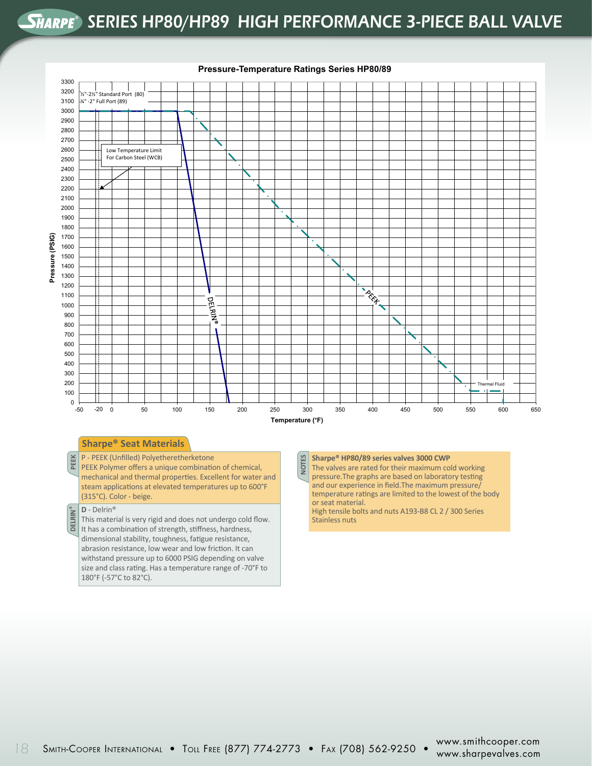# SERIES HP80/HP89 HIGH PERFORMANCE 3-PIECE BALL VALVE

**Pressure-Temperature Ratings Series HP80/89**

½"-2½" Standard Port (80)
¾" -2" Full Port (89)

Low Temperature Limit
For Carbon Steel (WCB)

DELRIN®

PEEK

Thermal Fluid

Pressure (PSIG)

3300
3200
3100
3000
2900
2800
2700
2600
2500
2400
2300
2200
2100
2000
1900
1800
1700
1600
1500
1400
1300
1200
1100
1000
900
800
700
600
500
400
300
200
100
0

-50 -20 0 50 100 150 200 250 300 350 400 450 500 550 600 650

Temperature (°F)

## Sharpe® Seat Materials

**PEEK**

P - PEEK (Unfilled) Polyetheretherketone

PEEK Polymer offers a unique combination of chemical, mechanical and thermal properties. Excellent for water and steam applications at elevated temperatures up to 600°F (315°C). Color - beige.

**DELRIN®**

D - Delrin®

This material is very rigid and does not undergo cold flow. It has a combination of strength, stiffness, hardness, dimensional stability, toughness, fatigue resistance, abrasion resistance, low wear and low friction. It can withstand pressure up to 6000 PSIG depending on valve size and class rating. Has a temperature range of -70°F to 180°F (-57°C to 82°C).

**NOTES**

**Sharpe® HP80/89 series valves 3000 CWP**

The valves are rated for their maximum cold working pressure.The graphs are based on laboratory testing and our experience in field.The maximum pressure/ temperature ratings are limited to the lowest of the body or seat material.

High tensile bolts and nuts A193-B8 CL 2 / 300 Series Stainless nuts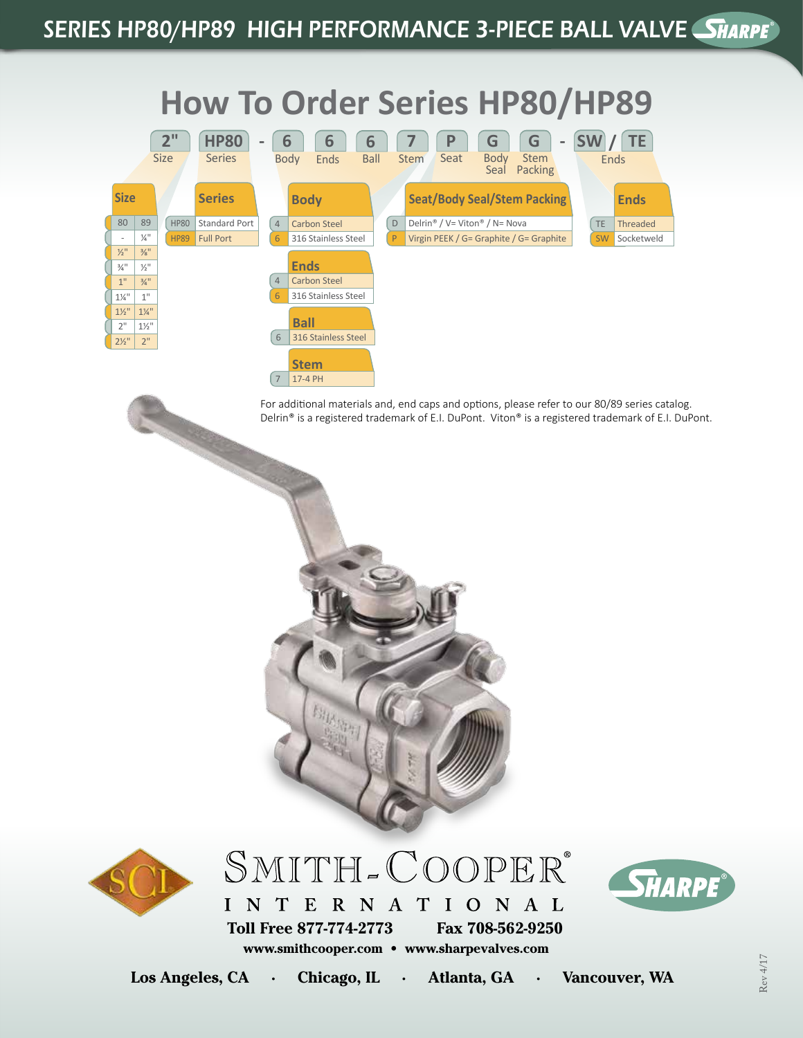# SERIES HP80/HP89 HIGH PERFORMANCE 3-PIECE BALL VALVE

## How To Order Series HP80/HP89

| 2" | HP80 | - | 6 | 6 | 6 | 7 | P | G | G | - | SW / TE |
|---|---|---|---|---|---|---|---|---|---|---|---|
| Size | Series | | Body | Ends | Ball | Stem | Seat | Body Seal | Stem Packing | | Ends |

### Size

| 80 | 89 |
|---|---|
| - | ¼" |
| ½" | ⅜" |
| ¾" | ½" |
| 1" | ¾" |
| 1¼" | 1" |
| 1½" | 1¼" |
| 2" | 1½" |
| 2½" | 2" |

### Series

| | |
|---|---|
| HP80 | Standard Port |
| HP89 | Full Port |

### Body

| | |
|---|---|
| 4 | Carbon Steel |
| 6 | 316 Stainless Steel |

### Ends

| | |
|---|---|
| 4 | Carbon Steel |
| 6 | 316 Stainless Steel |

### Ball

| | |
|---|---|
| 6 | 316 Stainless Steel |

### Stem

| | |
|---|---|
| 7 | 17-4 PH |

### Seat/Body Seal/Stem Packing

| | |
|---|---|
| D | Delrin® / V= Viton® / N= Nova |
| P | Virgin PEEK / G= Graphite / G= Graphite |

### Ends

| | |
|---|---|
| TE | Threaded |
| SW | Socketweld |

For additional materials and, end caps and options, please refer to our 80/89 series catalog.
Delrin® is a registered trademark of E.I. DuPont. Viton® is a registered trademark of E.I. DuPont.

SMITH-COOPER®
INTERNATIONAL

**Toll Free 877-774-2773** **Fax 708-562-9250**

**www.smithcooper.com • www.sharpevalves.com**

**Los Angeles, CA · Chicago, IL · Atlanta, GA · Vancouver, WA**

Rev 4/17